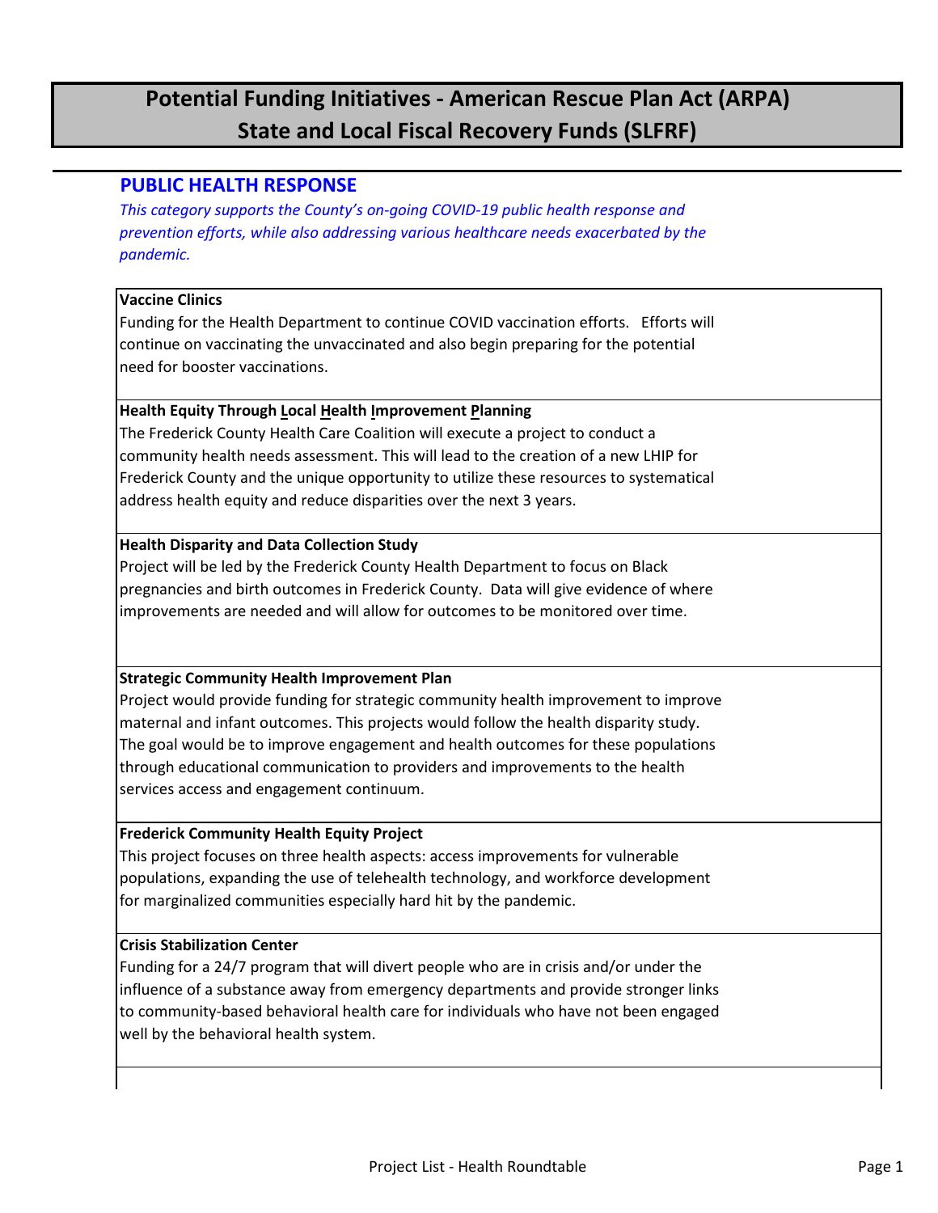# Potential Funding Initiatives - American Rescue Plan Act (ARPA) State and Local Fiscal Recovery Funds (SLFRF)

## PUBLIC HEALTH RESPONSE

*This category supports the County's on-going COVID-19 public health response and prevention efforts, while also addressing various healthcare needs exacerbated by the pandemic.*

**Vaccine Clinics**
Funding for the Health Department to continue COVID vaccination efforts. Efforts will continue on vaccinating the unvaccinated and also begin preparing for the potential need for booster vaccinations.

**Health Equity Through Local Health Improvement Planning**
The Frederick County Health Care Coalition will execute a project to conduct a community health needs assessment. This will lead to the creation of a new LHIP for Frederick County and the unique opportunity to utilize these resources to systematical address health equity and reduce disparities over the next 3 years.

**Health Disparity and Data Collection Study**
Project will be led by the Frederick County Health Department to focus on Black pregnancies and birth outcomes in Frederick County. Data will give evidence of where improvements are needed and will allow for outcomes to be monitored over time.

**Strategic Community Health Improvement Plan**
Project would provide funding for strategic community health improvement to improve maternal and infant outcomes. This projects would follow the health disparity study. The goal would be to improve engagement and health outcomes for these populations through educational communication to providers and improvements to the health services access and engagement continuum.

**Frederick Community Health Equity Project**
This project focuses on three health aspects: access improvements for vulnerable populations, expanding the use of telehealth technology, and workforce development for marginalized communities especially hard hit by the pandemic.

**Crisis Stabilization Center**
Funding for a 24/7 program that will divert people who are in crisis and/or under the influence of a substance away from emergency departments and provide stronger links to community-based behavioral health care for individuals who have not been engaged well by the behavioral health system.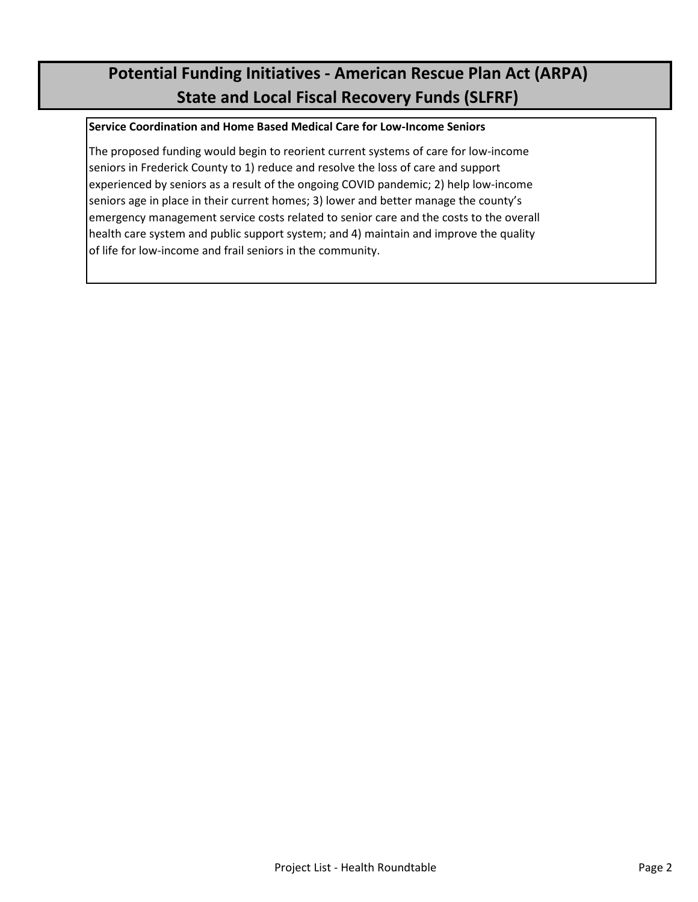# Potential Funding Initiatives - American Rescue Plan Act (ARPA) State and Local Fiscal Recovery Funds (SLFRF)

**Service Coordination and Home Based Medical Care for Low-Income Seniors**

The proposed funding would begin to reorient current systems of care for low-income seniors in Frederick County to 1) reduce and resolve the loss of care and support experienced by seniors as a result of the ongoing COVID pandemic; 2) help low-income seniors age in place in their current homes; 3) lower and better manage the county's emergency management service costs related to senior care and the costs to the overall health care system and public support system; and 4) maintain and improve the quality of life for low-income and frail seniors in the community.